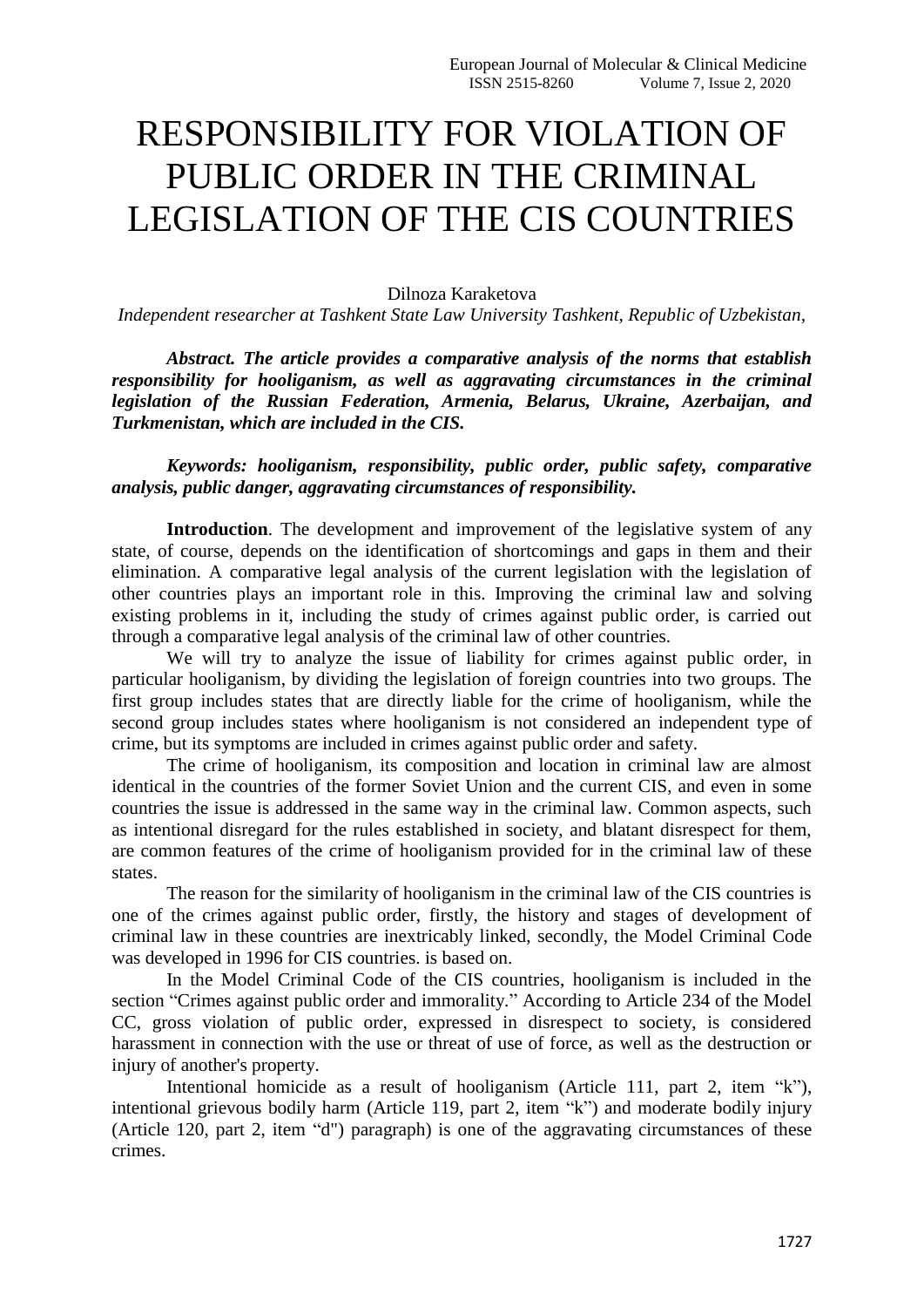# RESPONSIBILITY FOR VIOLATION OF PUBLIC ORDER IN THE CRIMINAL LEGISLATION OF THE CIS COUNTRIES

Dilnoza Karaketova

*Independent researcher at Tashkent State Law University Tashkent, Republic of Uzbekistan,*

***Abstract. The article provides a comparative analysis of the norms that establish responsibility for hooliganism, as well as aggravating circumstances in the criminal legislation of the Russian Federation, Armenia, Belarus, Ukraine, Azerbaijan, and Turkmenistan, which are included in the CIS.***

***Keywords: hooliganism, responsibility, public order, public safety, comparative analysis, public danger, aggravating circumstances of responsibility.***

**Introduction**. The development and improvement of the legislative system of any state, of course, depends on the identification of shortcomings and gaps in them and their elimination. A comparative legal analysis of the current legislation with the legislation of other countries plays an important role in this. Improving the criminal law and solving existing problems in it, including the study of crimes against public order, is carried out through a comparative legal analysis of the criminal law of other countries.

We will try to analyze the issue of liability for crimes against public order, in particular hooliganism, by dividing the legislation of foreign countries into two groups. The first group includes states that are directly liable for the crime of hooliganism, while the second group includes states where hooliganism is not considered an independent type of crime, but its symptoms are included in crimes against public order and safety.

The crime of hooliganism, its composition and location in criminal law are almost identical in the countries of the former Soviet Union and the current CIS, and even in some countries the issue is addressed in the same way in the criminal law. Common aspects, such as intentional disregard for the rules established in society, and blatant disrespect for them, are common features of the crime of hooliganism provided for in the criminal law of these states.

The reason for the similarity of hooliganism in the criminal law of the CIS countries is one of the crimes against public order, firstly, the history and stages of development of criminal law in these countries are inextricably linked, secondly, the Model Criminal Code was developed in 1996 for CIS countries. is based on.

In the Model Criminal Code of the CIS countries, hooliganism is included in the section "Crimes against public order and immorality." According to Article 234 of the Model CC, gross violation of public order, expressed in disrespect to society, is considered harassment in connection with the use or threat of use of force, as well as the destruction or injury of another's property.

Intentional homicide as a result of hooliganism (Article 111, part 2, item "k"), intentional grievous bodily harm (Article 119, part 2, item "k") and moderate bodily injury (Article 120, part 2, item "d") paragraph) is one of the aggravating circumstances of these crimes.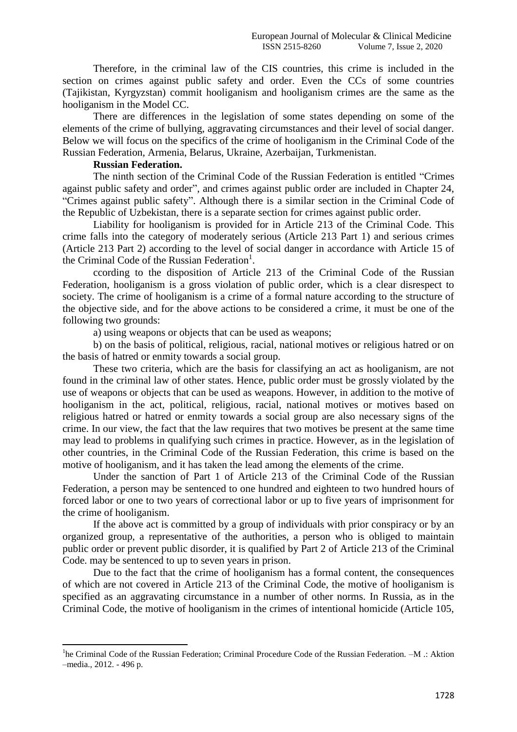Therefore, in the criminal law of the CIS countries, this crime is included in the section on crimes against public safety and order. Even the CCs of some countries (Tajikistan, Kyrgyzstan) commit hooliganism and hooliganism crimes are the same as the hooliganism in the Model CC.

There are differences in the legislation of some states depending on some of the elements of the crime of bullying, aggravating circumstances and their level of social danger. Below we will focus on the specifics of the crime of hooliganism in the Criminal Code of the Russian Federation, Armenia, Belarus, Ukraine, Azerbaijan, Turkmenistan.

**Russian Federation.**

The ninth section of the Criminal Code of the Russian Federation is entitled "Crimes against public safety and order", and crimes against public order are included in Chapter 24, "Crimes against public safety". Although there is a similar section in the Criminal Code of the Republic of Uzbekistan, there is a separate section for crimes against public order.

Liability for hooliganism is provided for in Article 213 of the Criminal Code. This crime falls into the category of moderately serious (Article 213 Part 1) and serious crimes (Article 213 Part 2) according to the level of social danger in accordance with Article 15 of the Criminal Code of the Russian Federation[1].

ccording to the disposition of Article 213 of the Criminal Code of the Russian Federation, hooliganism is a gross violation of public order, which is a clear disrespect to society. The crime of hooliganism is a crime of a formal nature according to the structure of the objective side, and for the above actions to be considered a crime, it must be one of the following two grounds:

a) using weapons or objects that can be used as weapons;

b) on the basis of political, religious, racial, national motives or religious hatred or on the basis of hatred or enmity towards a social group.

These two criteria, which are the basis for classifying an act as hooliganism, are not found in the criminal law of other states. Hence, public order must be grossly violated by the use of weapons or objects that can be used as weapons. However, in addition to the motive of hooliganism in the act, political, religious, racial, national motives or motives based on religious hatred or hatred or enmity towards a social group are also necessary signs of the crime. In our view, the fact that the law requires that two motives be present at the same time may lead to problems in qualifying such crimes in practice. However, as in the legislation of other countries, in the Criminal Code of the Russian Federation, this crime is based on the motive of hooliganism, and it has taken the lead among the elements of the crime.

Under the sanction of Part 1 of Article 213 of the Criminal Code of the Russian Federation, a person may be sentenced to one hundred and eighteen to two hundred hours of forced labor or one to two years of correctional labor or up to five years of imprisonment for the crime of hooliganism.

If the above act is committed by a group of individuals with prior conspiracy or by an organized group, a representative of the authorities, a person who is obliged to maintain public order or prevent public disorder, it is qualified by Part 2 of Article 213 of the Criminal Code. may be sentenced to up to seven years in prison.

Due to the fact that the crime of hooliganism has a formal content, the consequences of which are not covered in Article 213 of the Criminal Code, the motive of hooliganism is specified as an aggravating circumstance in a number of other norms. In Russia, as in the Criminal Code, the motive of hooliganism in the crimes of intentional homicide (Article 105,

---

[1]he Criminal Code of the Russian Federation; Criminal Procedure Code of the Russian Federation. –M .: Aktion –media., 2012. - 496 p.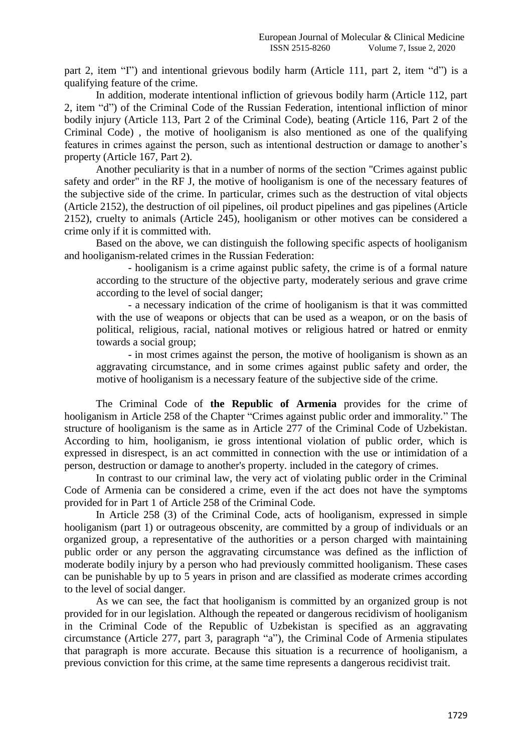part 2, item "I") and intentional grievous bodily harm (Article 111, part 2, item "d") is a qualifying feature of the crime.

In addition, moderate intentional infliction of grievous bodily harm (Article 112, part 2, item "d") of the Criminal Code of the Russian Federation, intentional infliction of minor bodily injury (Article 113, Part 2 of the Criminal Code), beating (Article 116, Part 2 of the Criminal Code) , the motive of hooliganism is also mentioned as one of the qualifying features in crimes against the person, such as intentional destruction or damage to another's property (Article 167, Part 2).

Another peculiarity is that in a number of norms of the section "Crimes against public safety and order" in the RF J, the motive of hooliganism is one of the necessary features of the subjective side of the crime. In particular, crimes such as the destruction of vital objects (Article 2152), the destruction of oil pipelines, oil product pipelines and gas pipelines (Article 2152), cruelty to animals (Article 245), hooliganism or other motives can be considered a crime only if it is committed with.

Based on the above, we can distinguish the following specific aspects of hooliganism and hooliganism-related crimes in the Russian Federation:

- hooliganism is a crime against public safety, the crime is of a formal nature according to the structure of the objective party, moderately serious and grave crime according to the level of social danger;
- a necessary indication of the crime of hooliganism is that it was committed with the use of weapons or objects that can be used as a weapon, or on the basis of political, religious, racial, national motives or religious hatred or hatred or enmity towards a social group;
- in most crimes against the person, the motive of hooliganism is shown as an aggravating circumstance, and in some crimes against public safety and order, the motive of hooliganism is a necessary feature of the subjective side of the crime.

The Criminal Code of **the Republic of Armenia** provides for the crime of hooliganism in Article 258 of the Chapter "Crimes against public order and immorality." The structure of hooliganism is the same as in Article 277 of the Criminal Code of Uzbekistan. According to him, hooliganism, ie gross intentional violation of public order, which is expressed in disrespect, is an act committed in connection with the use or intimidation of a person, destruction or damage to another's property. included in the category of crimes.

In contrast to our criminal law, the very act of violating public order in the Criminal Code of Armenia can be considered a crime, even if the act does not have the symptoms provided for in Part 1 of Article 258 of the Criminal Code.

In Article 258 (3) of the Criminal Code, acts of hooliganism, expressed in simple hooliganism (part 1) or outrageous obscenity, are committed by a group of individuals or an organized group, a representative of the authorities or a person charged with maintaining public order or any person the aggravating circumstance was defined as the infliction of moderate bodily injury by a person who had previously committed hooliganism. These cases can be punishable by up to 5 years in prison and are classified as moderate crimes according to the level of social danger.

As we can see, the fact that hooliganism is committed by an organized group is not provided for in our legislation. Although the repeated or dangerous recidivism of hooliganism in the Criminal Code of the Republic of Uzbekistan is specified as an aggravating circumstance (Article 277, part 3, paragraph "a"), the Criminal Code of Armenia stipulates that paragraph is more accurate. Because this situation is a recurrence of hooliganism, a previous conviction for this crime, at the same time represents a dangerous recidivist trait.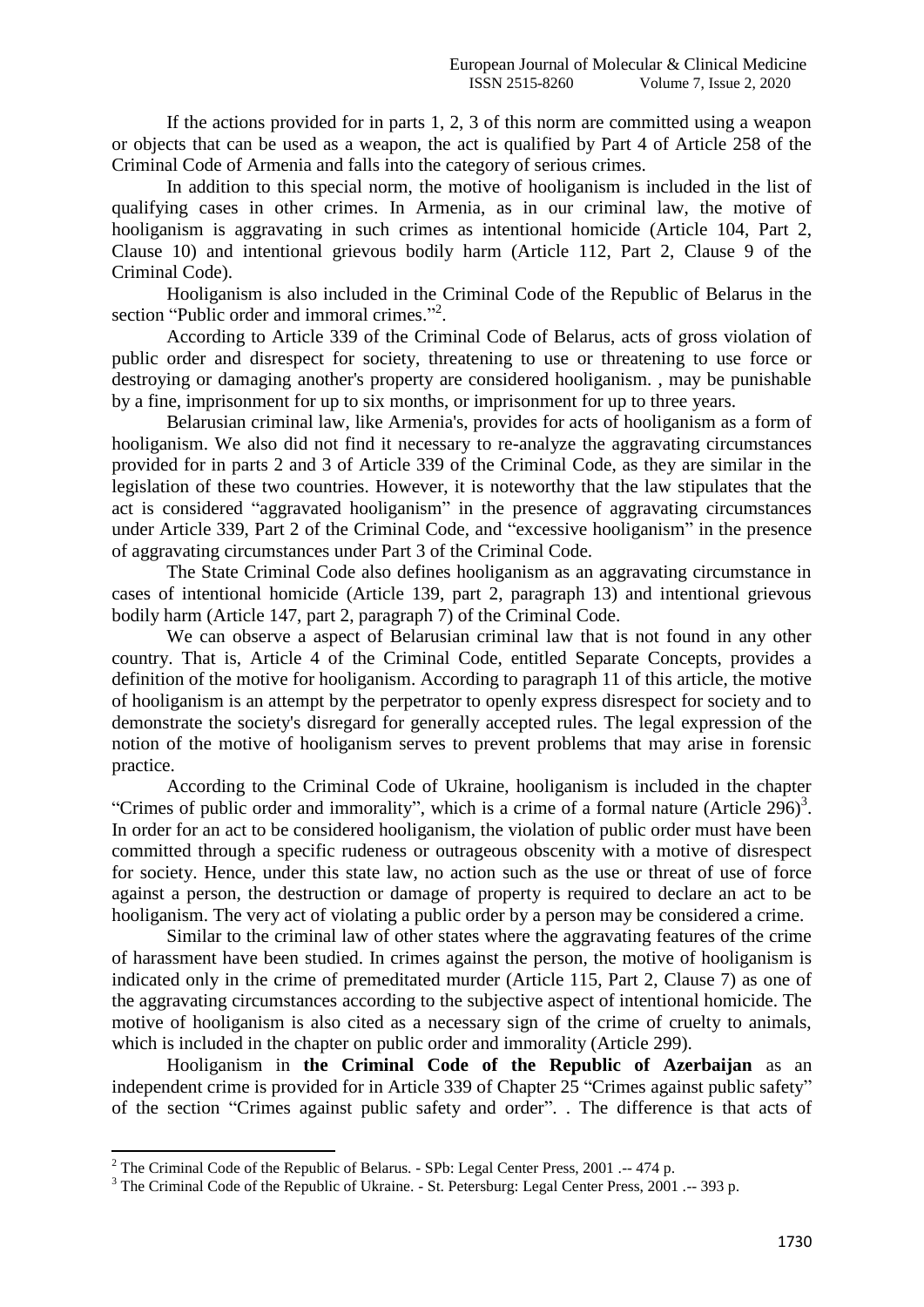If the actions provided for in parts 1, 2, 3 of this norm are committed using a weapon or objects that can be used as a weapon, the act is qualified by Part 4 of Article 258 of the Criminal Code of Armenia and falls into the category of serious crimes.

In addition to this special norm, the motive of hooliganism is included in the list of qualifying cases in other crimes. In Armenia, as in our criminal law, the motive of hooliganism is aggravating in such crimes as intentional homicide (Article 104, Part 2, Clause 10) and intentional grievous bodily harm (Article 112, Part 2, Clause 9 of the Criminal Code).

Hooliganism is also included in the Criminal Code of the Republic of Belarus in the section "Public order and immoral crimes."[2].

According to Article 339 of the Criminal Code of Belarus, acts of gross violation of public order and disrespect for society, threatening to use or threatening to use force or destroying or damaging another's property are considered hooliganism. , may be punishable by a fine, imprisonment for up to six months, or imprisonment for up to three years.

Belarusian criminal law, like Armenia's, provides for acts of hooliganism as a form of hooliganism. We also did not find it necessary to re-analyze the aggravating circumstances provided for in parts 2 and 3 of Article 339 of the Criminal Code, as they are similar in the legislation of these two countries. However, it is noteworthy that the law stipulates that the act is considered "aggravated hooliganism" in the presence of aggravating circumstances under Article 339, Part 2 of the Criminal Code, and "excessive hooliganism" in the presence of aggravating circumstances under Part 3 of the Criminal Code.

The State Criminal Code also defines hooliganism as an aggravating circumstance in cases of intentional homicide (Article 139, part 2, paragraph 13) and intentional grievous bodily harm (Article 147, part 2, paragraph 7) of the Criminal Code.

We can observe a aspect of Belarusian criminal law that is not found in any other country. That is, Article 4 of the Criminal Code, entitled Separate Concepts, provides a definition of the motive for hooliganism. According to paragraph 11 of this article, the motive of hooliganism is an attempt by the perpetrator to openly express disrespect for society and to demonstrate the society's disregard for generally accepted rules. The legal expression of the notion of the motive of hooliganism serves to prevent problems that may arise in forensic practice.

According to the Criminal Code of Ukraine, hooliganism is included in the chapter "Crimes of public order and immorality", which is a crime of a formal nature (Article 296)[3]. In order for an act to be considered hooliganism, the violation of public order must have been committed through a specific rudeness or outrageous obscenity with a motive of disrespect for society. Hence, under this state law, no action such as the use or threat of use of force against a person, the destruction or damage of property is required to declare an act to be hooliganism. The very act of violating a public order by a person may be considered a crime.

Similar to the criminal law of other states where the aggravating features of the crime of harassment have been studied. In crimes against the person, the motive of hooliganism is indicated only in the crime of premeditated murder (Article 115, Part 2, Clause 7) as one of the aggravating circumstances according to the subjective aspect of intentional homicide. The motive of hooliganism is also cited as a necessary sign of the crime of cruelty to animals, which is included in the chapter on public order and immorality (Article 299).

Hooliganism in **the Criminal Code of the Republic of Azerbaijan** as an independent crime is provided for in Article 339 of Chapter 25 "Crimes against public safety" of the section "Crimes against public safety and order". . The difference is that acts of

---

[2] The Criminal Code of the Republic of Belarus. - SPb: Legal Center Press, 2001 .-- 474 p.

[3] The Criminal Code of the Republic of Ukraine. - St. Petersburg: Legal Center Press, 2001 .-- 393 p.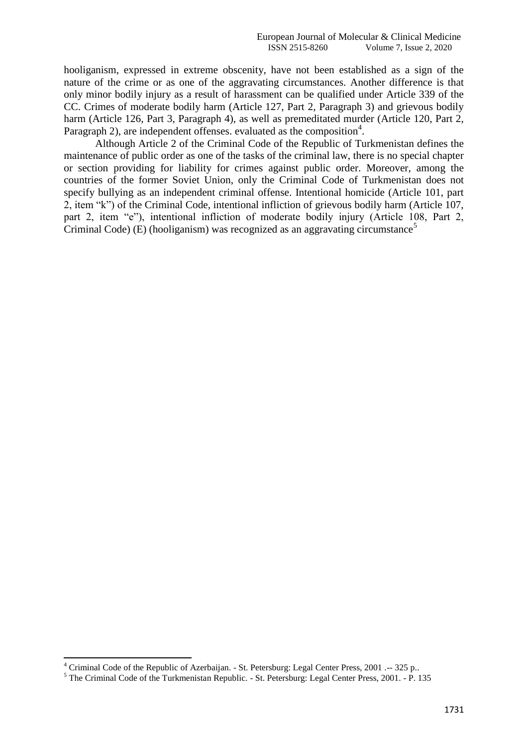hooliganism, expressed in extreme obscenity, have not been established as a sign of the nature of the crime or as one of the aggravating circumstances. Another difference is that only minor bodily injury as a result of harassment can be qualified under Article 339 of the CC. Crimes of moderate bodily harm (Article 127, Part 2, Paragraph 3) and grievous bodily harm (Article 126, Part 3, Paragraph 4), as well as premeditated murder (Article 120, Part 2, Paragraph 2), are independent offenses. evaluated as the composition[4].

Although Article 2 of the Criminal Code of the Republic of Turkmenistan defines the maintenance of public order as one of the tasks of the criminal law, there is no special chapter or section providing for liability for crimes against public order. Moreover, among the countries of the former Soviet Union, only the Criminal Code of Turkmenistan does not specify bullying as an independent criminal offense. Intentional homicide (Article 101, part 2, item "k") of the Criminal Code, intentional infliction of grievous bodily harm (Article 107, part 2, item "e"), intentional infliction of moderate bodily injury (Article 108, Part 2, Criminal Code) (E) (hooliganism) was recognized as an aggravating circumstance[5]

---

[4] Criminal Code of the Republic of Azerbaijan. - St. Petersburg: Legal Center Press, 2001 .-- 325 p..

[5] The Criminal Code of the Turkmenistan Republic. - St. Petersburg: Legal Center Press, 2001. - P. 135